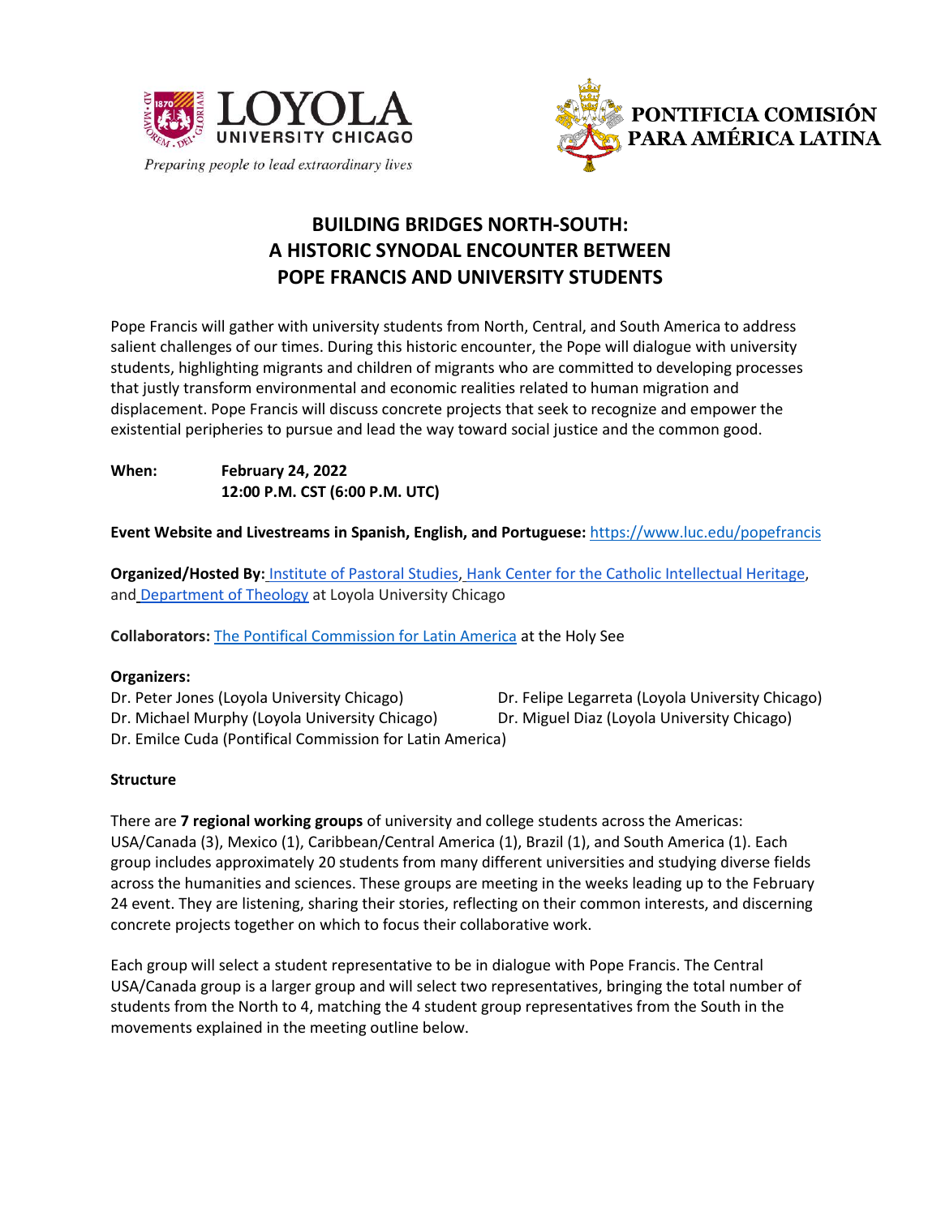LOYOLA UNIVERSITY CHICAGO

*Preparing people to lead extraordinary lives*

PONTIFICIA COMISIÓN PARA AMÉRICA LATINA

# BUILDING BRIDGES NORTH-SOUTH: A HISTORIC SYNODAL ENCOUNTER BETWEEN POPE FRANCIS AND UNIVERSITY STUDENTS

Pope Francis will gather with university students from North, Central, and South America to address salient challenges of our times. During this historic encounter, the Pope will dialogue with university students, highlighting migrants and children of migrants who are committed to developing processes that justly transform environmental and economic realities related to human migration and displacement. Pope Francis will discuss concrete projects that seek to recognize and empower the existential peripheries to pursue and lead the way toward social justice and the common good.

**When:** **February 24, 2022**
**12:00 P.M. CST (6:00 P.M. UTC)**

**Event Website and Livestreams in Spanish, English, and Portuguese:** https://www.luc.edu/popefrancis

**Organized/Hosted By:** Institute of Pastoral Studies, Hank Center for the Catholic Intellectual Heritage, and Department of Theology at Loyola University Chicago

**Collaborators:** The Pontifical Commission for Latin America at the Holy See

**Organizers:**
Dr. Peter Jones (Loyola University Chicago)
Dr. Felipe Legarreta (Loyola University Chicago)
Dr. Michael Murphy (Loyola University Chicago)
Dr. Miguel Diaz (Loyola University Chicago)
Dr. Emilce Cuda (Pontifical Commission for Latin America)

**Structure**

There are **7 regional working groups** of university and college students across the Americas: USA/Canada (3), Mexico (1), Caribbean/Central America (1), Brazil (1), and South America (1). Each group includes approximately 20 students from many different universities and studying diverse fields across the humanities and sciences. These groups are meeting in the weeks leading up to the February 24 event. They are listening, sharing their stories, reflecting on their common interests, and discerning concrete projects together on which to focus their collaborative work.

Each group will select a student representative to be in dialogue with Pope Francis. The Central USA/Canada group is a larger group and will select two representatives, bringing the total number of students from the North to 4, matching the 4 student group representatives from the South in the movements explained in the meeting outline below.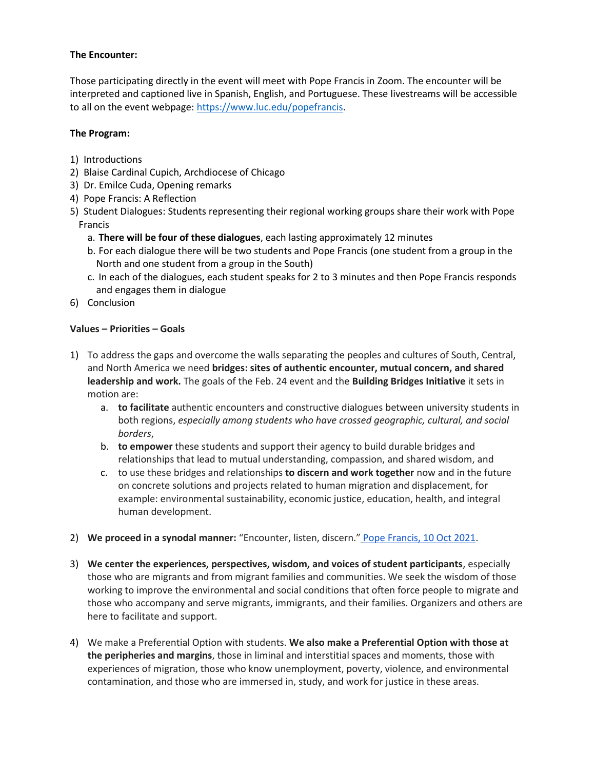**The Encounter:**

Those participating directly in the event will meet with Pope Francis in Zoom. The encounter will be interpreted and captioned live in Spanish, English, and Portuguese. These livestreams will be accessible to all on the event webpage: [https://www.luc.edu/popefrancis](https://www.luc.edu/popefrancis).

**The Program:**

1) Introductions
2) Blaise Cardinal Cupich, Archdiocese of Chicago
3) Dr. Emilce Cuda, Opening remarks
4) Pope Francis: A Reflection
5) Student Dialogues: Students representing their regional working groups share their work with Pope Francis
   a. **There will be four of these dialogues**, each lasting approximately 12 minutes
   b. For each dialogue there will be two students and Pope Francis (one student from a group in the North and one student from a group in the South)
   c. In each of the dialogues, each student speaks for 2 to 3 minutes and then Pope Francis responds and engages them in dialogue
6) Conclusion

**Values – Priorities – Goals**

1) To address the gaps and overcome the walls separating the peoples and cultures of South, Central, and North America we need **bridges: sites of authentic encounter, mutual concern, and shared leadership and work.** The goals of the Feb. 24 event and the **Building Bridges Initiative** it sets in motion are:
   a. **to facilitate** authentic encounters and constructive dialogues between university students in both regions, *especially among students who have crossed geographic, cultural, and social borders*,
   b. **to empower** these students and support their agency to build durable bridges and relationships that lead to mutual understanding, compassion, and shared wisdom, and
   c. to use these bridges and relationships **to discern and work together** now and in the future on concrete solutions and projects related to human migration and displacement, for example: environmental sustainability, economic justice, education, health, and integral human development.

2) **We proceed in a synodal manner:** "Encounter, listen, discern." Pope Francis, 10 Oct 2021.

3) **We center the experiences, perspectives, wisdom, and voices of student participants**, especially those who are migrants and from migrant families and communities. We seek the wisdom of those working to improve the environmental and social conditions that often force people to migrate and those who accompany and serve migrants, immigrants, and their families. Organizers and others are here to facilitate and support.

4) We make a Preferential Option with students. **We also make a Preferential Option with those at the peripheries and margins**, those in liminal and interstitial spaces and moments, those with experiences of migration, those who know unemployment, poverty, violence, and environmental contamination, and those who are immersed in, study, and work for justice in these areas.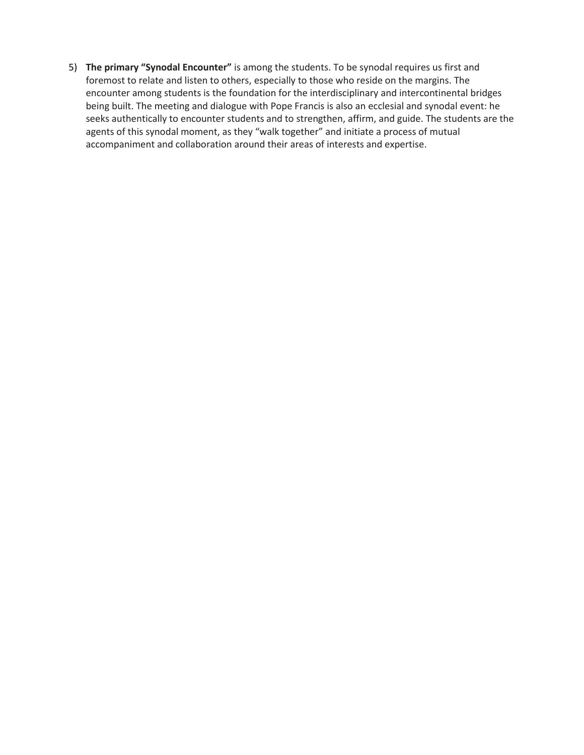5) **The primary "Synodal Encounter"** is among the students. To be synodal requires us first and foremost to relate and listen to others, especially to those who reside on the margins. The encounter among students is the foundation for the interdisciplinary and intercontinental bridges being built. The meeting and dialogue with Pope Francis is also an ecclesial and synodal event: he seeks authentically to encounter students and to strengthen, affirm, and guide. The students are the agents of this synodal moment, as they "walk together" and initiate a process of mutual accompaniment and collaboration around their areas of interests and expertise.